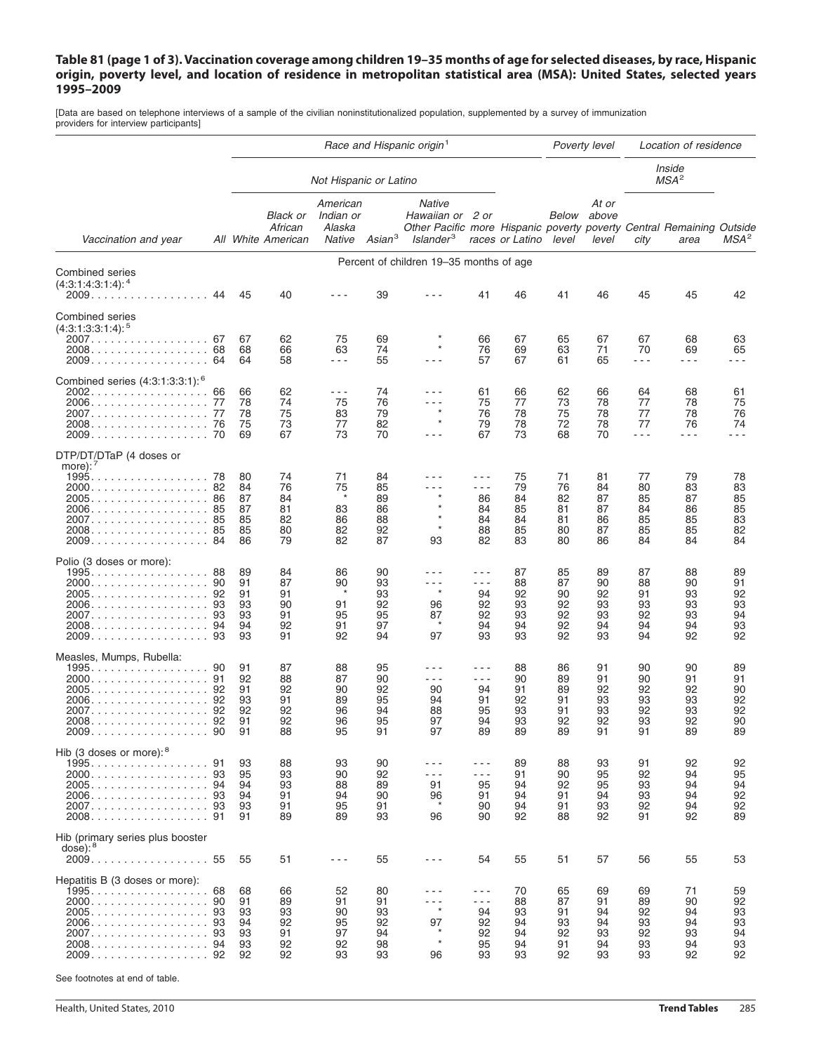**Table 81 (page 1 of 3). Vaccination coverage among children 19–35 months of age for selected diseases, by race, Hispanic origin, poverty level, and location of residence in metropolitan statistical area (MSA): United States, selected years 1995–2009**

[Data are based on telephone interviews of a sample of the civilian noninstitutionalized population, supplemented by a survey of immunization providers for interview participants]

| Vaccination and year | All | Race and Hispanic origin[1] | | | | | | | Poverty level | | Location of residence | | |
|---|---|---|---|---|---|---|---|---|---|---|---|---|---|
| | | Not Hispanic or Latino | | | | | | | | | Inside MSA[2] | | |
| | | White | Black or African American | American Indian or Alaska Native | Asian[3] | Native Hawaiian or Other Pacific Islander[3] | 2 or more races | Hispanic or Latino | Below poverty level | At or above poverty level | Central city | Remaining area | Outside MSA[2] |
| | Percent of children 19–35 months of age | | | | | | | | | | | | |
| **Combined series (4:3:1:4:3:1:4):[4]** | | | | | | | | | | | | | |
| 2009 | 44 | 45 | 40 | - - - | 39 | - - - | 41 | 46 | 41 | 46 | 45 | 45 | 42 |
| **Combined series (4:3:1:3:3:1:4):[5]** | | | | | | | | | | | | | |
| 2007 | 67 | 67 | 62 | 75 | 69 | * | 66 | 67 | 65 | 67 | 67 | 68 | 63 |
| 2008 | 68 | 68 | 66 | 63 | 74 | * | 76 | 69 | 63 | 71 | 70 | 69 | 65 |
| 2009 | 64 | 64 | 58 | - - - | 55 | - - - | 57 | 67 | 61 | 65 | - - - | - - - | - - - |
| **Combined series (4:3:1:3:3:1):[6]** | | | | | | | | | | | | | |
| 2002 | 66 | 66 | 62 | - - - | 74 | - - - | 61 | 66 | 62 | 66 | 64 | 68 | 61 |
| 2006 | 77 | 78 | 74 | 75 | 76 | - - - | 75 | 77 | 73 | 78 | 77 | 78 | 75 |
| 2007 | 77 | 78 | 75 | 83 | 79 | * | 76 | 78 | 75 | 78 | 77 | 78 | 76 |
| 2008 | 76 | 75 | 73 | 77 | 82 | * | 79 | 78 | 72 | 78 | 77 | 76 | 74 |
| 2009 | 70 | 69 | 67 | 73 | 70 | - - - | 67 | 73 | 68 | 70 | - - - | - - - | - - - |
| **DTP/DT/DTaP (4 doses or more):[7]** | | | | | | | | | | | | | |
| 1995 | 78 | 80 | 74 | 71 | 84 | - - - | - - - | 75 | 71 | 81 | 77 | 79 | 78 |
| 2000 | 82 | 84 | 76 | 75 | 85 | - - - | - - - | 79 | 76 | 84 | 80 | 83 | 83 |
| 2005 | 86 | 87 | 84 | * | 89 | * | 86 | 84 | 82 | 87 | 85 | 87 | 85 |
| 2006 | 85 | 87 | 81 | 83 | 86 | * | 84 | 85 | 81 | 87 | 84 | 86 | 85 |
| 2007 | 85 | 85 | 82 | 86 | 88 | * | 84 | 84 | 81 | 86 | 85 | 85 | 83 |
| 2008 | 85 | 85 | 80 | 82 | 92 | * | 88 | 85 | 80 | 87 | 85 | 85 | 82 |
| 2009 | 84 | 86 | 79 | 82 | 87 | 93 | 82 | 83 | 80 | 86 | 84 | 84 | 84 |
| **Polio (3 doses or more):** | | | | | | | | | | | | | |
| 1995 | 88 | 89 | 84 | 86 | 90 | - - - | - - - | 87 | 85 | 89 | 87 | 88 | 89 |
| 2000 | 90 | 91 | 87 | 90 | 93 | - - - | - - - | 88 | 87 | 90 | 88 | 90 | 91 |
| 2005 | 92 | 91 | 91 | * | 93 | * | 94 | 92 | 90 | 92 | 91 | 93 | 92 |
| 2006 | 93 | 93 | 90 | 91 | 92 | 96 | 92 | 93 | 92 | 93 | 93 | 93 | 93 |
| 2007 | 93 | 93 | 91 | 95 | 95 | 87 | 92 | 93 | 92 | 93 | 92 | 93 | 94 |
| 2008 | 94 | 94 | 92 | 91 | 97 | * | 94 | 94 | 92 | 94 | 94 | 94 | 93 |
| 2009 | 93 | 93 | 91 | 92 | 94 | 97 | 93 | 93 | 92 | 93 | 94 | 92 | 92 |
| **Measles, Mumps, Rubella:** | | | | | | | | | | | | | |
| 1995 | 90 | 91 | 87 | 88 | 95 | - - - | - - - | 88 | 86 | 91 | 90 | 90 | 89 |
| 2000 | 91 | 92 | 88 | 87 | 90 | - - - | - - - | 90 | 89 | 91 | 90 | 91 | 91 |
| 2005 | 92 | 91 | 92 | 90 | 92 | 90 | 94 | 91 | 89 | 92 | 92 | 92 | 90 |
| 2006 | 92 | 93 | 91 | 89 | 95 | 94 | 91 | 92 | 91 | 93 | 93 | 93 | 92 |
| 2007 | 92 | 92 | 92 | 96 | 94 | 88 | 95 | 93 | 91 | 93 | 92 | 93 | 92 |
| 2008 | 92 | 91 | 92 | 96 | 95 | 97 | 94 | 93 | 92 | 92 | 93 | 92 | 90 |
| 2009 | 90 | 91 | 88 | 95 | 91 | 97 | 89 | 89 | 89 | 91 | 91 | 89 | 89 |
| **Hib (3 doses or more):[8]** | | | | | | | | | | | | | |
| 1995 | 91 | 93 | 88 | 93 | 90 | - - - | - - - | 89 | 88 | 93 | 91 | 92 | 92 |
| 2000 | 93 | 95 | 93 | 90 | 92 | - - - | - - - | 91 | 90 | 95 | 92 | 94 | 95 |
| 2005 | 94 | 94 | 93 | 88 | 89 | 91 | 95 | 94 | 92 | 95 | 93 | 94 | 94 |
| 2006 | 93 | 94 | 91 | 94 | 90 | 96 | 91 | 94 | 91 | 94 | 93 | 94 | 92 |
| 2007 | 93 | 93 | 91 | 95 | 91 | * | 90 | 94 | 91 | 93 | 92 | 94 | 92 |
| 2008 | 91 | 91 | 89 | 89 | 93 | 96 | 90 | 92 | 88 | 92 | 91 | 92 | 89 |
| **Hib (primary series plus booster dose):[8]** | | | | | | | | | | | | | |
| 2009 | 55 | 55 | 51 | - - - | 55 | - - - | 54 | 55 | 51 | 57 | 56 | 55 | 53 |
| **Hepatitis B (3 doses or more):** | | | | | | | | | | | | | |
| 1995 | 68 | 68 | 66 | 52 | 80 | - - - | - - - | 70 | 65 | 69 | 69 | 71 | 59 |
| 2000 | 90 | 91 | 89 | 91 | 91 | - - - | - - - | 88 | 87 | 91 | 89 | 90 | 92 |
| 2005 | 93 | 93 | 93 | 90 | 93 | * | 94 | 93 | 91 | 94 | 92 | 94 | 93 |
| 2006 | 93 | 94 | 92 | 95 | 92 | 97 | 92 | 94 | 93 | 94 | 93 | 94 | 93 |
| 2007 | 93 | 93 | 91 | 97 | 94 | * | 92 | 94 | 92 | 93 | 92 | 93 | 94 |
| 2008 | 94 | 93 | 92 | 92 | 98 | * | 95 | 94 | 91 | 94 | 93 | 94 | 93 |
| 2009 | 92 | 92 | 92 | 93 | 93 | 96 | 93 | 93 | 92 | 93 | 93 | 92 | 92 |

See footnotes at end of table.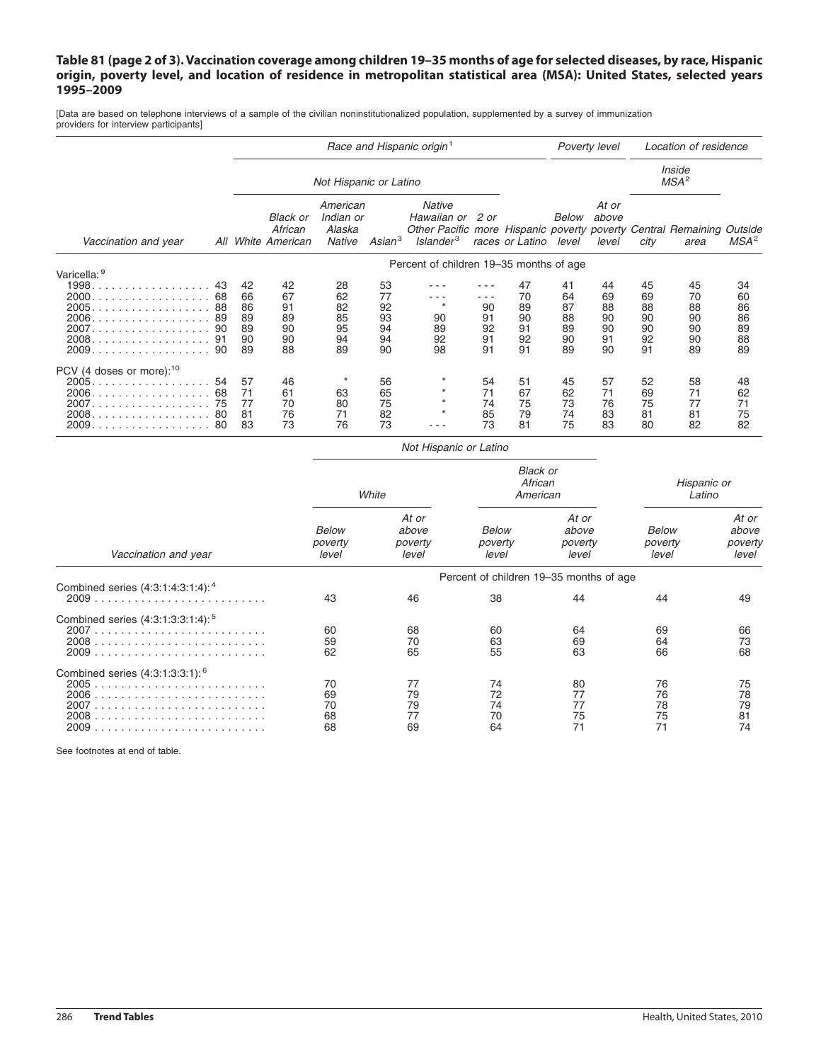**Table 81 (page 2 of 3). Vaccination coverage among children 19–35 months of age for selected diseases, by race, Hispanic origin, poverty level, and location of residence in metropolitan statistical area (MSA): United States, selected years 1995–2009**

[Data are based on telephone interviews of a sample of the civilian noninstitutionalized population, supplemented by a survey of immunization providers for interview participants]

| Vaccination and year | All | Race and Hispanic origin[1]: Not Hispanic or Latino: White | Black or African American | American Indian or Alaska Native | Asian[3] | Native Hawaiian or Other Pacific Islander[3] | 2 or more races | Hispanic or Latino | Poverty level: Below poverty level | At or above poverty level | Location of residence: Inside MSA[2]: Central city | Remaining area | Outside MSA[2] |
|---|---|---|---|---|---|---|---|---|---|---|---|---|---|
| | Percent of children 19–35 months of age | | | | | | | | | | | | |
| Varicella:[9] | | | | | | | | | | | | | |
| 1998 | 43 | 42 | 42 | 28 | 53 | - - - | - - - | 47 | 41 | 44 | 45 | 45 | 34 |
| 2000 | 68 | 66 | 67 | 62 | 77 | - - - | - - - | 70 | 64 | 69 | 69 | 70 | 60 |
| 2005 | 88 | 86 | 91 | 82 | 92 | * | 90 | 89 | 87 | 88 | 88 | 88 | 86 |
| 2006 | 89 | 89 | 89 | 85 | 93 | 90 | 91 | 90 | 88 | 90 | 90 | 90 | 86 |
| 2007 | 90 | 89 | 90 | 95 | 94 | 89 | 92 | 91 | 89 | 90 | 90 | 90 | 89 |
| 2008 | 91 | 90 | 90 | 94 | 94 | 92 | 91 | 92 | 90 | 91 | 92 | 90 | 88 |
| 2009 | 90 | 89 | 88 | 89 | 90 | 98 | 91 | 91 | 89 | 90 | 91 | 89 | 89 |
| PCV (4 doses or more):[10] | | | | | | | | | | | | | |
| 2005 | 54 | 57 | 46 | * | 56 | * | 54 | 51 | 45 | 57 | 52 | 58 | 48 |
| 2006 | 68 | 71 | 61 | 63 | 65 | * | 71 | 67 | 62 | 71 | 69 | 71 | 62 |
| 2007 | 75 | 77 | 70 | 80 | 75 | * | 74 | 75 | 73 | 76 | 75 | 77 | 71 |
| 2008 | 80 | 81 | 76 | 71 | 82 | * | 85 | 79 | 74 | 83 | 81 | 81 | 75 |
| 2009 | 80 | 83 | 73 | 76 | 73 | - - - | 73 | 81 | 75 | 83 | 80 | 82 | 82 |

| Vaccination and year | Not Hispanic or Latino: White: Below poverty level | White: At or above poverty level | Black or African American: Below poverty level | Black or African American: At or above poverty level | Hispanic or Latino: Below poverty level | Hispanic or Latino: At or above poverty level |
|---|---|---|---|---|---|---|
| | Percent of children 19–35 months of age | | | | | |
| Combined series (4:3:1:4:3:1:4):[4] | | | | | | |
| 2009 | 43 | 46 | 38 | 44 | 44 | 49 |
| Combined series (4:3:1:3:3:1:4):[5] | | | | | | |
| 2007 | 60 | 68 | 60 | 64 | 69 | 66 |
| 2008 | 59 | 70 | 63 | 69 | 64 | 73 |
| 2009 | 62 | 65 | 55 | 63 | 66 | 68 |
| Combined series (4:3:1:3:3:1):[6] | | | | | | |
| 2005 | 70 | 77 | 74 | 80 | 76 | 75 |
| 2006 | 69 | 79 | 72 | 77 | 76 | 78 |
| 2007 | 70 | 79 | 74 | 77 | 78 | 79 |
| 2008 | 68 | 77 | 70 | 75 | 75 | 81 |
| 2009 | 68 | 69 | 64 | 71 | 71 | 74 |

See footnotes at end of table.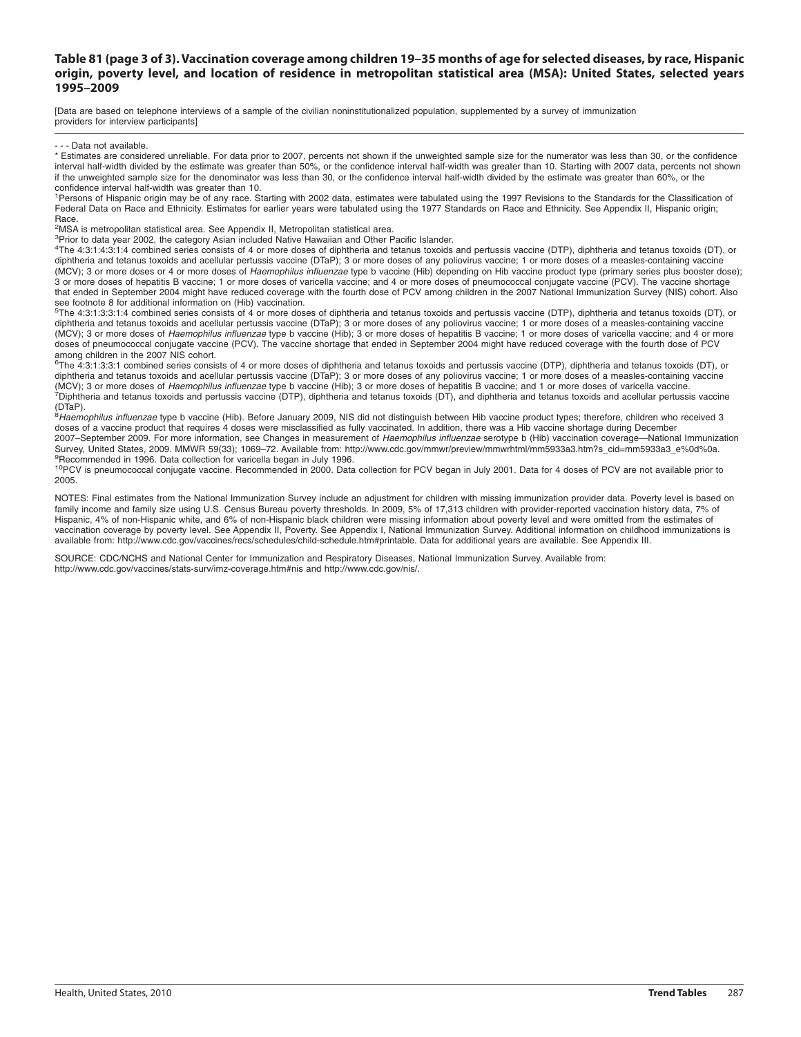### Table 81 (page 3 of 3). Vaccination coverage among children 19–35 months of age for selected diseases, by race, Hispanic origin, poverty level, and location of residence in metropolitan statistical area (MSA): United States, selected years 1995–2009

[Data are based on telephone interviews of a sample of the civilian noninstitutionalized population, supplemented by a survey of immunization providers for interview participants]

- - - Data not available.

* Estimates are considered unreliable. For data prior to 2007, percents not shown if the unweighted sample size for the numerator was less than 30, or the confidence interval half-width divided by the estimate was greater than 50%, or the confidence interval half-width was greater than 10. Starting with 2007 data, percents not shown if the unweighted sample size for the denominator was less than 30, or the confidence interval half-width divided by the estimate was greater than 60%, or the confidence interval half-width was greater than 10.

[1]Persons of Hispanic origin may be of any race. Starting with 2002 data, estimates were tabulated using the 1997 Revisions to the Standards for the Classification of Federal Data on Race and Ethnicity. Estimates for earlier years were tabulated using the 1977 Standards on Race and Ethnicity. See Appendix II, Hispanic origin; Race.

[2]MSA is metropolitan statistical area. See Appendix II, Metropolitan statistical area.

[3]Prior to data year 2002, the category Asian included Native Hawaiian and Other Pacific Islander.

[4]The 4:3:1:4:3:1:4 combined series consists of 4 or more doses of diphtheria and tetanus toxoids and pertussis vaccine (DTP), diphtheria and tetanus toxoids (DT), or diphtheria and tetanus toxoids and acellular pertussis vaccine (DTaP); 3 or more doses of any poliovirus vaccine; 1 or more doses of a measles-containing vaccine (MCV); 3 or more doses or 4 or more doses of *Haemophilus influenzae* type b vaccine (Hib) depending on Hib vaccine product type (primary series plus booster dose); 3 or more doses of hepatitis B vaccine; 1 or more doses of varicella vaccine; and 4 or more doses of pneumococcal conjugate vaccine (PCV). The vaccine shortage that ended in September 2004 might have reduced coverage with the fourth dose of PCV among children in the 2007 National Immunization Survey (NIS) cohort. Also see footnote 8 for additional information on (Hib) vaccination.

[5]The 4:3:1:3:3:1:4 combined series consists of 4 or more doses of diphtheria and tetanus toxoids and pertussis vaccine (DTP), diphtheria and tetanus toxoids (DT), or diphtheria and tetanus toxoids and acellular pertussis vaccine (DTaP); 3 or more doses of any poliovirus vaccine; 1 or more doses of a measles-containing vaccine (MCV); 3 or more doses of *Haemophilus influenzae* type b vaccine (Hib); 3 or more doses of hepatitis B vaccine; 1 or more doses of varicella vaccine; and 4 or more doses of pneumococcal conjugate vaccine (PCV). The vaccine shortage that ended in September 2004 might have reduced coverage with the fourth dose of PCV among children in the 2007 NIS cohort.

[6]The 4:3:1:3:3:1 combined series consists of 4 or more doses of diphtheria and tetanus toxoids and pertussis vaccine (DTP), diphtheria and tetanus toxoids (DT), or diphtheria and tetanus toxoids and acellular pertussis vaccine (DTaP); 3 or more doses of any poliovirus vaccine; 1 or more doses of a measles-containing vaccine (MCV); 3 or more doses of *Haemophilus influenzae* type b vaccine (Hib); 3 or more doses of hepatitis B vaccine; and 1 or more doses of varicella vaccine.

[7]Diphtheria and tetanus toxoids and pertussis vaccine (DTP), diphtheria and tetanus toxoids (DT), and diphtheria and tetanus toxoids and acellular pertussis vaccine (DTaP).

[8]*Haemophilus influenzae* type b vaccine (Hib). Before January 2009, NIS did not distinguish between Hib vaccine product types; therefore, children who received 3 doses of a vaccine product that requires 4 doses were misclassified as fully vaccinated. In addition, there was a Hib vaccine shortage during December 2007–September 2009. For more information, see Changes in measurement of *Haemophilus influenzae* serotype b (Hib) vaccination coverage—National Immunization Survey, United States, 2009. MMWR 59(33); 1069–72. Available from: http://www.cdc.gov/mmwr/preview/mmwrhtml/mm5933a3.htm?s_cid=mm5933a3_e%0d%0a.

[9]Recommended in 1996. Data collection for varicella began in July 1996.

[10]PCV is pneumococcal conjugate vaccine. Recommended in 2000. Data collection for PCV began in July 2001. Data for 4 doses of PCV are not available prior to 2005.

NOTES: Final estimates from the National Immunization Survey include an adjustment for children with missing immunization provider data. Poverty level is based on family income and family size using U.S. Census Bureau poverty thresholds. In 2009, 5% of 17,313 children with provider-reported vaccination history data, 7% of Hispanic, 4% of non-Hispanic white, and 6% of non-Hispanic black children were missing information about poverty level and were omitted from the estimates of vaccination coverage by poverty level. See Appendix II, Poverty. See Appendix I, National Immunization Survey. Additional information on childhood immunizations is available from: http://www.cdc.gov/vaccines/recs/schedules/child-schedule.htm#printable. Data for additional years are available. See Appendix III.

SOURCE: CDC/NCHS and National Center for Immunization and Respiratory Diseases, National Immunization Survey. Available from: http://www.cdc.gov/vaccines/stats-surv/imz-coverage.htm#nis and http://www.cdc.gov/nis/.